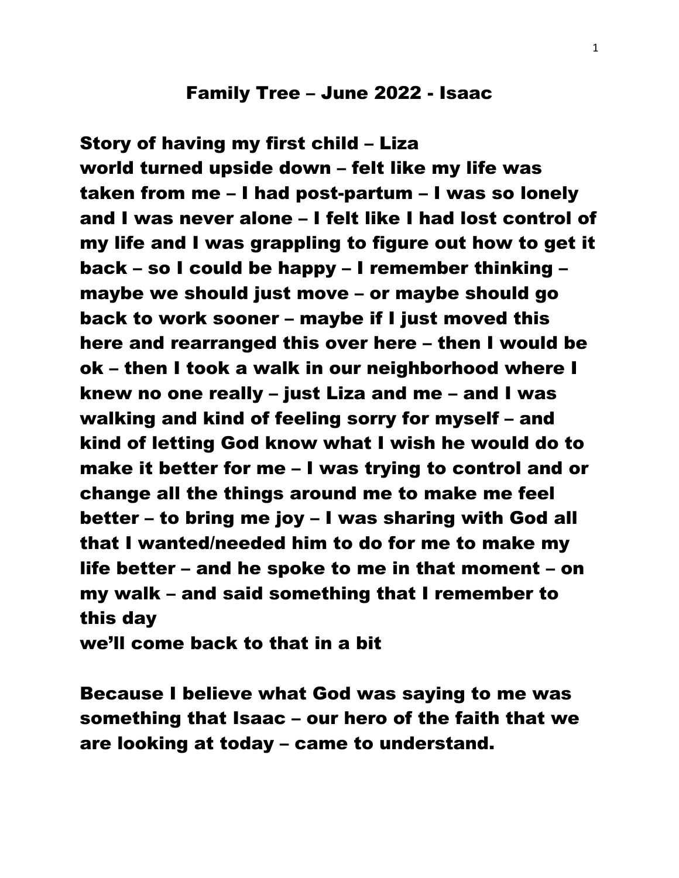# Family Tree – June 2022 - Isaac

Story of having my first child – Liza
world turned upside down – felt like my life was taken from me – I had post-partum – I was so lonely and I was never alone – I felt like I had lost control of my life and I was grappling to figure out how to get it back – so I could be happy – I remember thinking – maybe we should just move – or maybe should go back to work sooner – maybe if I just moved this here and rearranged this over here – then I would be ok – then I took a walk in our neighborhood where I knew no one really – just Liza and me – and I was walking and kind of feeling sorry for myself – and kind of letting God know what I wish he would do to make it better for me – I was trying to control and or change all the things around me to make me feel better – to bring me joy – I was sharing with God all that I wanted/needed him to do for me to make my life better – and he spoke to me in that moment – on my walk – and said something that I remember to this day
we'll come back to that in a bit

Because I believe what God was saying to me was something that Isaac – our hero of the faith that we are looking at today – came to understand.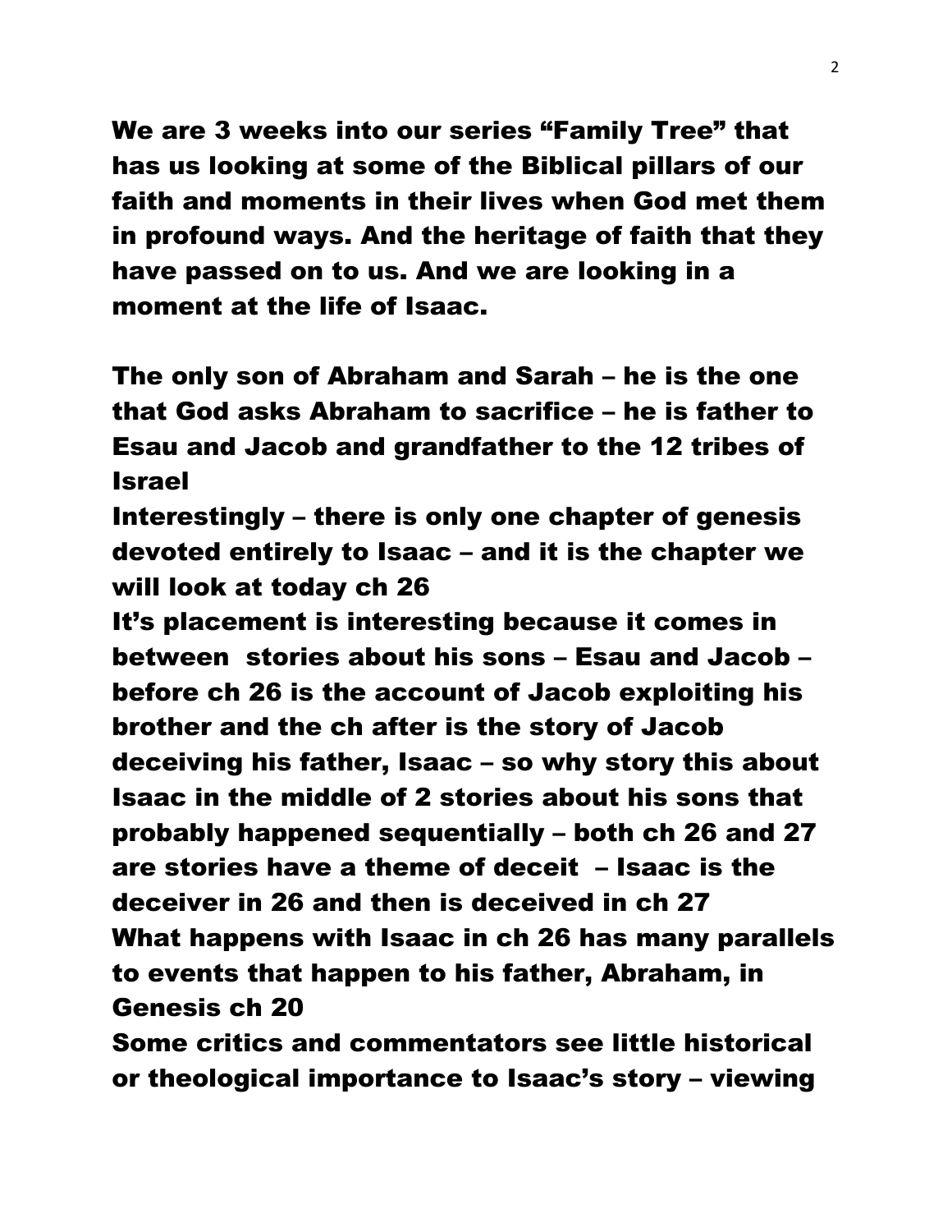We are 3 weeks into our series "Family Tree" that has us looking at some of the Biblical pillars of our faith and moments in their lives when God met them in profound ways. And the heritage of faith that they have passed on to us. And we are looking in a moment at the life of Isaac.

The only son of Abraham and Sarah – he is the one that God asks Abraham to sacrifice – he is father to Esau and Jacob and grandfather to the 12 tribes of Israel

Interestingly – there is only one chapter of genesis devoted entirely to Isaac – and it is the chapter we will look at today ch 26

It's placement is interesting because it comes in between stories about his sons – Esau and Jacob – before ch 26 is the account of Jacob exploiting his brother and the ch after is the story of Jacob deceiving his father, Isaac – so why story this about Isaac in the middle of 2 stories about his sons that probably happened sequentially – both ch 26 and 27 are stories have a theme of deceit – Isaac is the deceiver in 26 and then is deceived in ch 27

What happens with Isaac in ch 26 has many parallels to events that happen to his father, Abraham, in Genesis ch 20

Some critics and commentators see little historical or theological importance to Isaac's story – viewing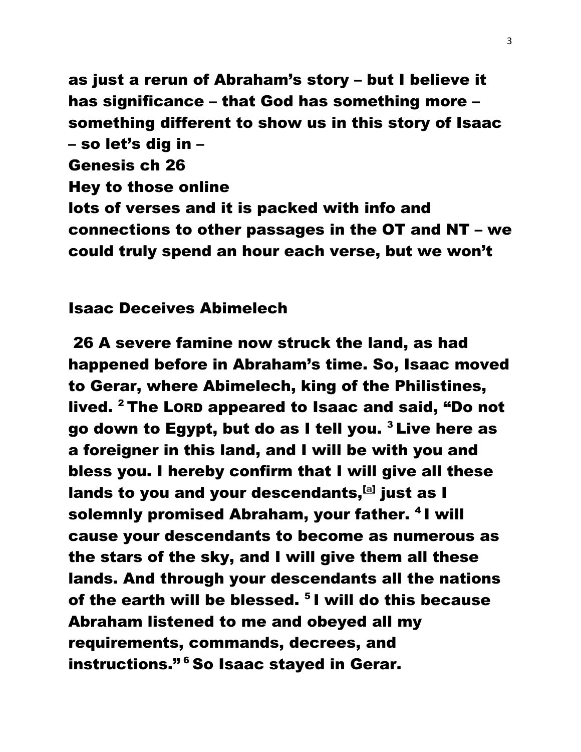as just a rerun of Abraham's story – but I believe it has significance – that God has something more – something different to show us in this story of Isaac – so let's dig in –

Genesis ch 26

Hey to those online

lots of verses and it is packed with info and connections to other passages in the OT and NT – we could truly spend an hour each verse, but we won't

## Isaac Deceives Abimelech

26 A severe famine now struck the land, as had happened before in Abraham's time. So, Isaac moved to Gerar, where Abimelech, king of the Philistines, lived. 2 The LORD appeared to Isaac and said, "Do not go down to Egypt, but do as I tell you. 3 Live here as a foreigner in this land, and I will be with you and bless you. I hereby confirm that I will give all these lands to you and your descendants,[a] just as I solemnly promised Abraham, your father. 4 I will cause your descendants to become as numerous as the stars of the sky, and I will give them all these lands. And through your descendants all the nations of the earth will be blessed. 5 I will do this because Abraham listened to me and obeyed all my requirements, commands, decrees, and instructions." 6 So Isaac stayed in Gerar.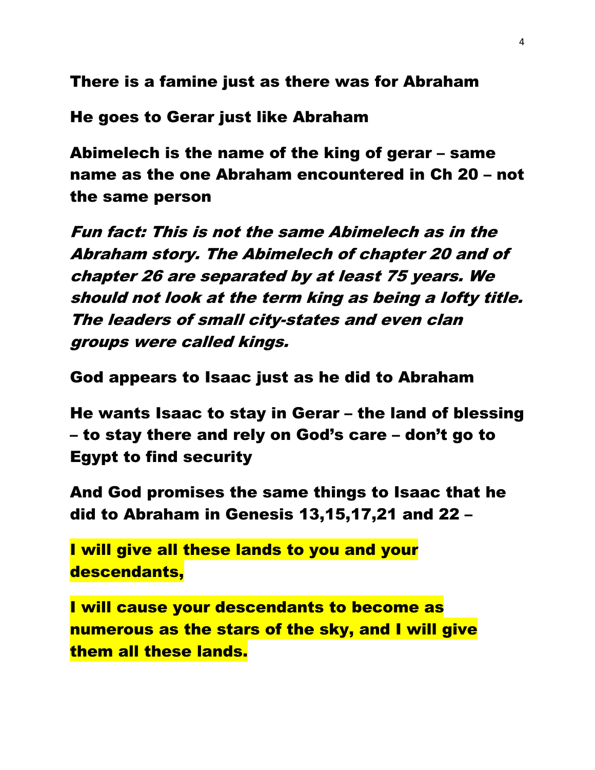**There is a famine just as there was for Abraham**

**He goes to Gerar just like Abraham**

**Abimelech is the name of the king of gerar – same name as the one Abraham encountered in Ch 20 – not the same person**

***Fun fact: This is not the same Abimelech as in the Abraham story. The Abimelech of chapter 20 and of chapter 26 are separated by at least 75 years. We should not look at the term king as being a lofty title. The leaders of small city-states and even clan groups were called kings.***

**God appears to Isaac just as he did to Abraham**

**He wants Isaac to stay in Gerar – the land of blessing – to stay there and rely on God's care – don't go to Egypt to find security**

**And God promises the same things to Isaac that he did to Abraham in Genesis 13,15,17,21 and 22 –**

**I will give all these lands to you and your descendants,**

**I will cause your descendants to become as numerous as the stars of the sky, and I will give them all these lands.**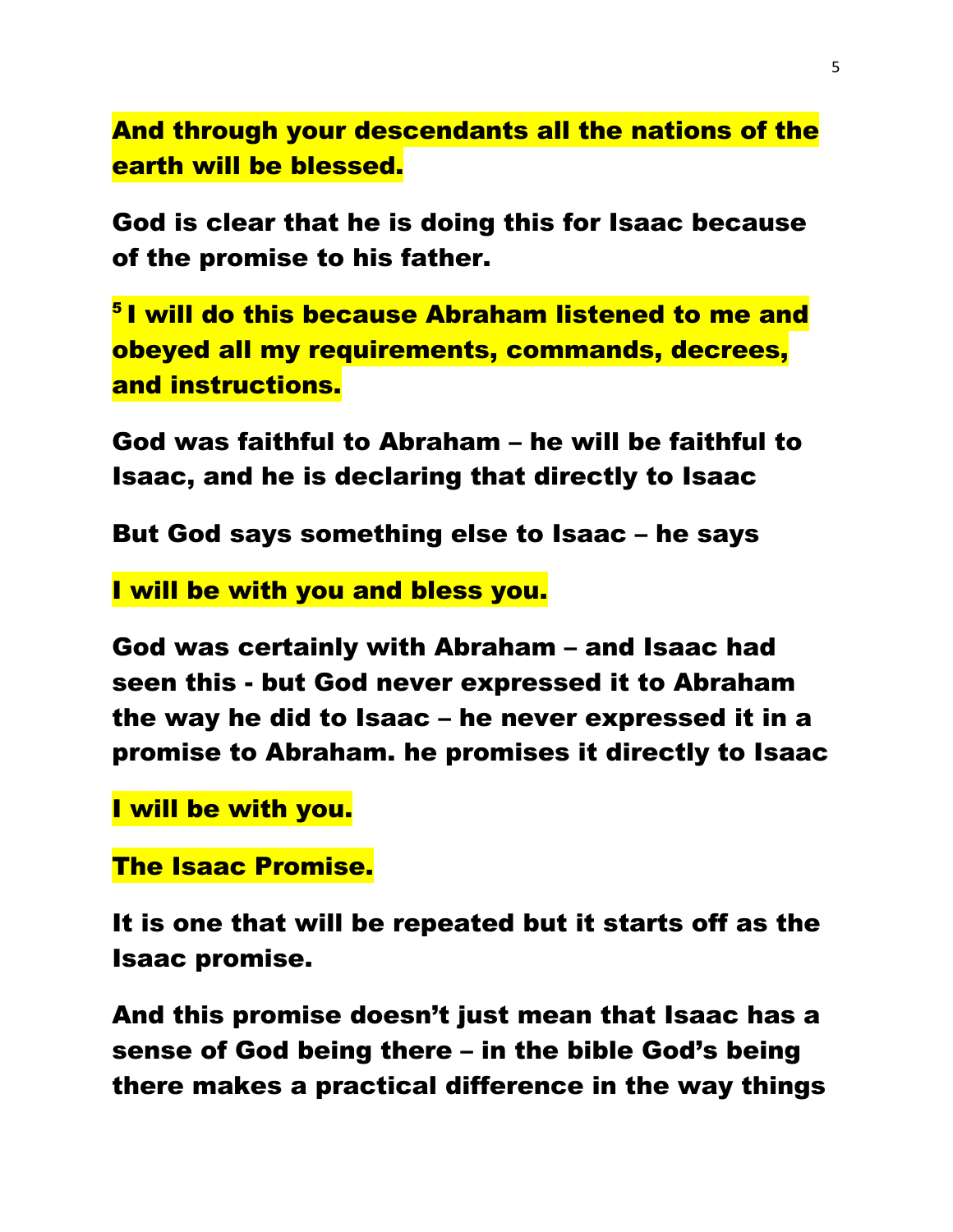**And through your descendants all the nations of the earth will be blessed.**

**God is clear that he is doing this for Isaac because of the promise to his father.**

**[5] I will do this because Abraham listened to me and obeyed all my requirements, commands, decrees, and instructions.**

**God was faithful to Abraham – he will be faithful to Isaac, and he is declaring that directly to Isaac**

**But God says something else to Isaac – he says**

**I will be with you and bless you.**

**God was certainly with Abraham – and Isaac had seen this - but God never expressed it to Abraham the way he did to Isaac – he never expressed it in a promise to Abraham. he promises it directly to Isaac**

**I will be with you.**

**The Isaac Promise.**

**It is one that will be repeated but it starts off as the Isaac promise.**

**And this promise doesn't just mean that Isaac has a sense of God being there – in the bible God's being there makes a practical difference in the way things**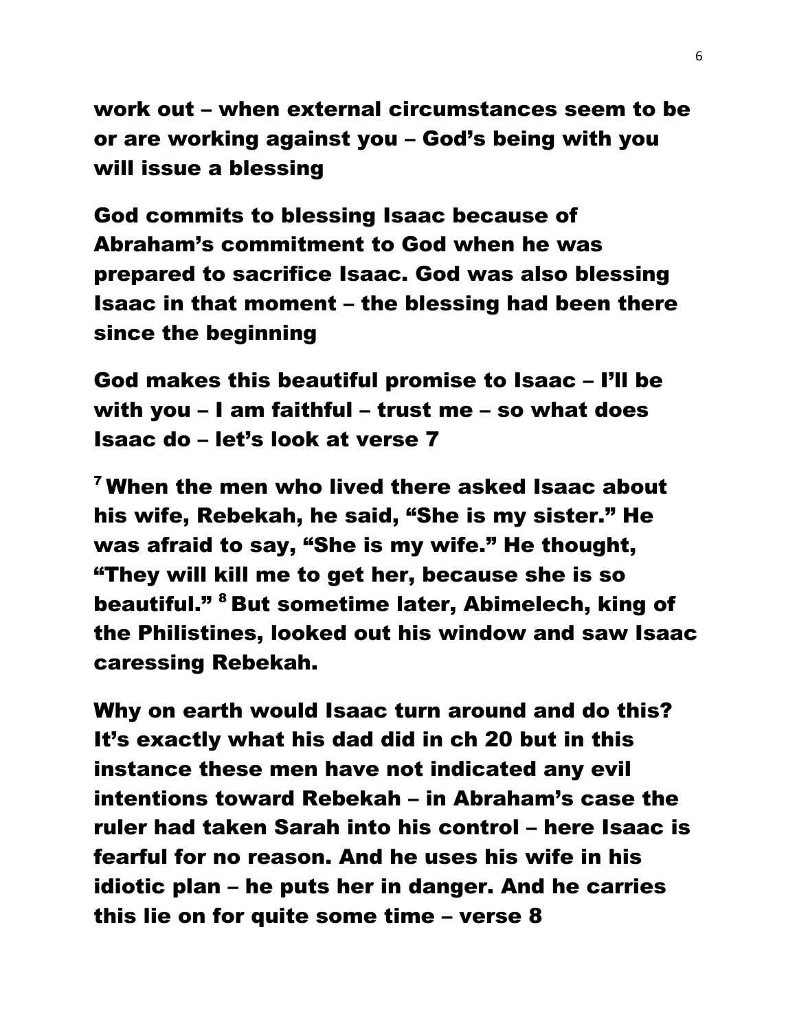**work out – when external circumstances seem to be or are working against you – God's being with you will issue a blessing**

**God commits to blessing Isaac because of Abraham's commitment to God when he was prepared to sacrifice Isaac. God was also blessing Isaac in that moment – the blessing had been there since the beginning**

**God makes this beautiful promise to Isaac – I'll be with you – I am faithful – trust me – so what does Isaac do – let's look at verse 7**

**[7] When the men who lived there asked Isaac about his wife, Rebekah, he said, "She is my sister." He was afraid to say, "She is my wife." He thought, "They will kill me to get her, because she is so beautiful." [8] But sometime later, Abimelech, king of the Philistines, looked out his window and saw Isaac caressing Rebekah.**

**Why on earth would Isaac turn around and do this? It's exactly what his dad did in ch 20 but in this instance these men have not indicated any evil intentions toward Rebekah – in Abraham's case the ruler had taken Sarah into his control – here Isaac is fearful for no reason. And he uses his wife in his idiotic plan – he puts her in danger. And he carries this lie on for quite some time – verse 8**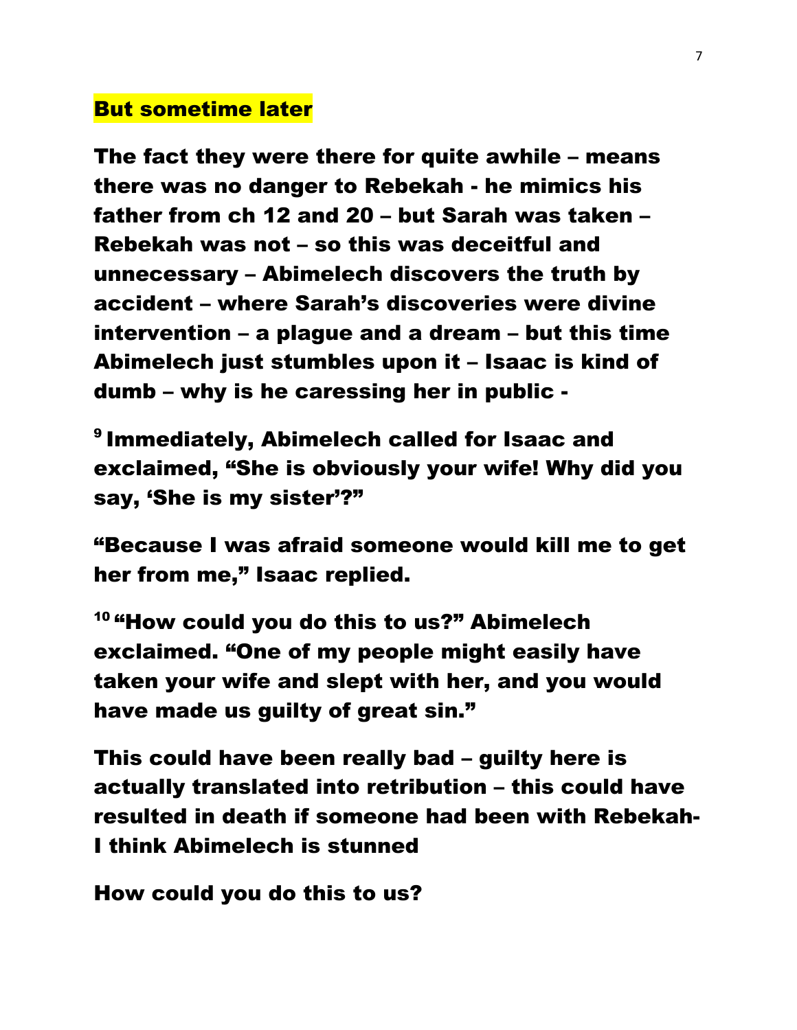**But sometime later**

**The fact they were there for quite awhile – means there was no danger to Rebekah - he mimics his father from ch 12 and 20 – but Sarah was taken – Rebekah was not – so this was deceitful and unnecessary – Abimelech discovers the truth by accident – where Sarah's discoveries were divine intervention – a plague and a dream – but this time Abimelech just stumbles upon it – Isaac is kind of dumb – why is he caressing her in public -**

**9 Immediately, Abimelech called for Isaac and exclaimed, "She is obviously your wife! Why did you say, 'She is my sister'?"**

**"Because I was afraid someone would kill me to get her from me," Isaac replied.**

**10 "How could you do this to us?" Abimelech exclaimed. "One of my people might easily have taken your wife and slept with her, and you would have made us guilty of great sin."**

**This could have been really bad – guilty here is actually translated into retribution – this could have resulted in death if someone had been with Rebekah- I think Abimelech is stunned**

**How could you do this to us?**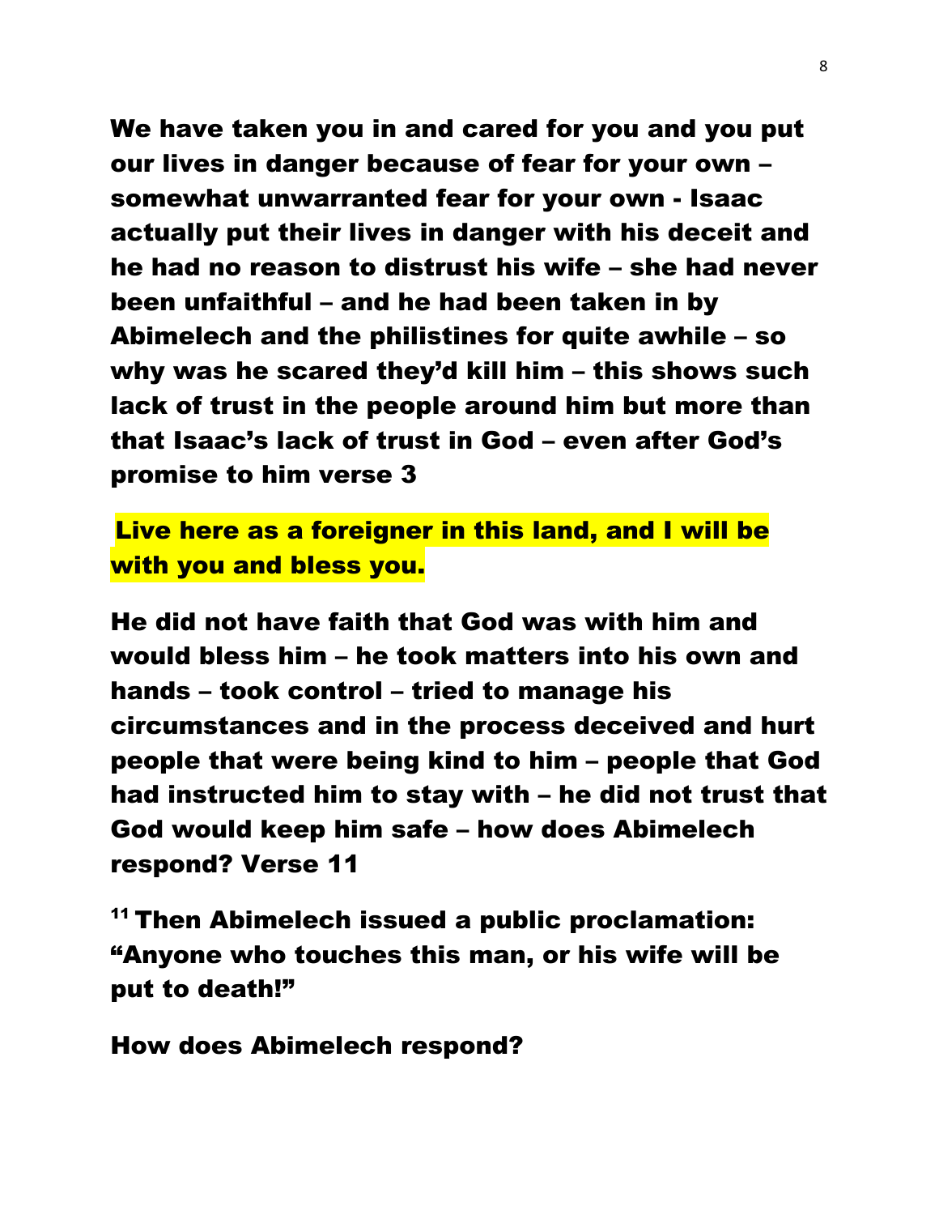**We have taken you in and cared for you and you put our lives in danger because of fear for your own – somewhat unwarranted fear for your own - Isaac actually put their lives in danger with his deceit and he had no reason to distrust his wife – she had never been unfaithful – and he had been taken in by Abimelech and the philistines for quite awhile – so why was he scared they'd kill him – this shows such lack of trust in the people around him but more than that Isaac's lack of trust in God – even after God's promise to him verse 3**

**Live here as a foreigner in this land, and I will be with you and bless you.**

**He did not have faith that God was with him and would bless him – he took matters into his own and hands – took control – tried to manage his circumstances and in the process deceived and hurt people that were being kind to him – people that God had instructed him to stay with – he did not trust that God would keep him safe – how does Abimelech respond? Verse 11**

**11 Then Abimelech issued a public proclamation: "Anyone who touches this man, or his wife will be put to death!"**

**How does Abimelech respond?**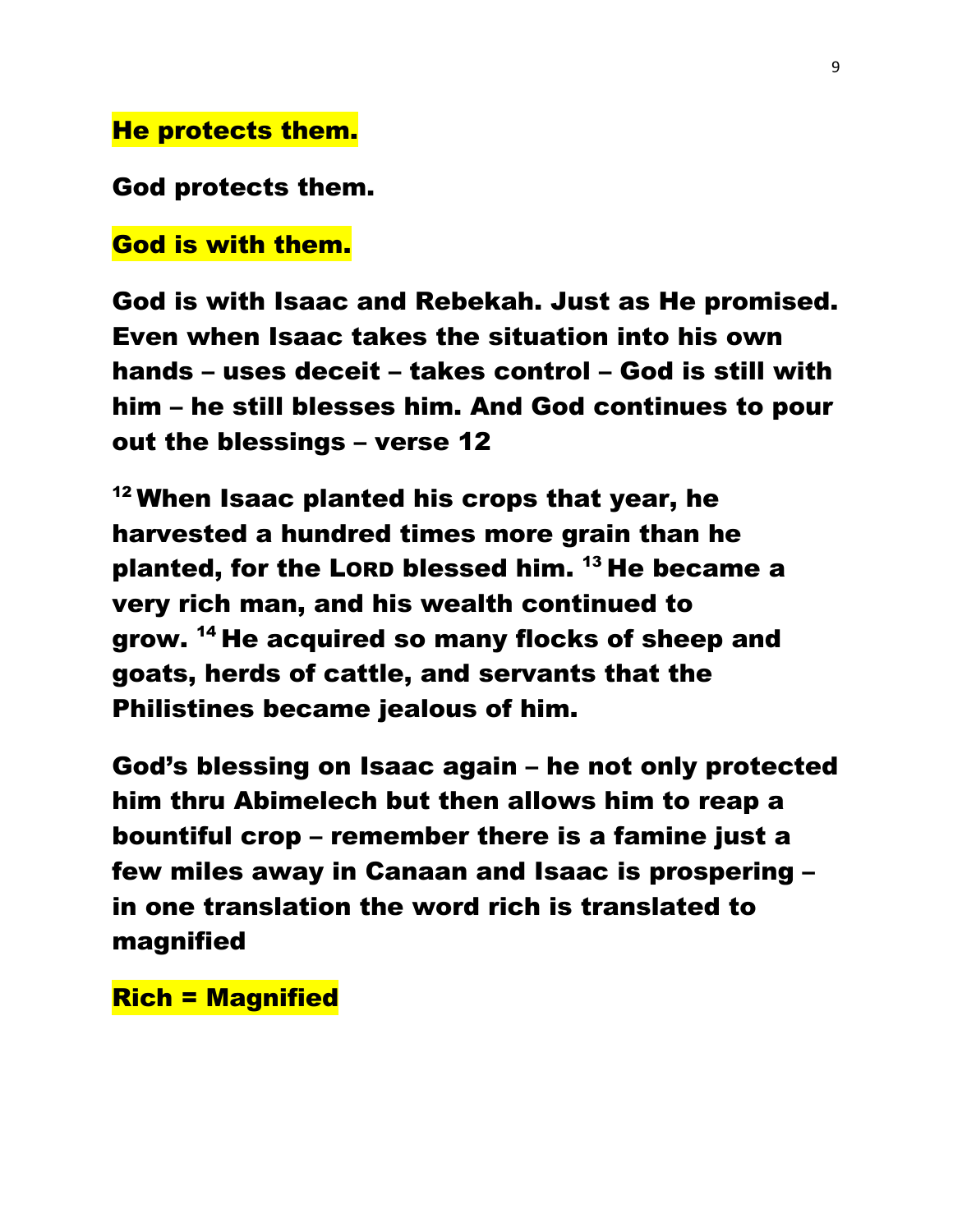**He protects them.**

**God protects them.**

**God is with them.**

**God is with Isaac and Rebekah. Just as He promised. Even when Isaac takes the situation into his own hands – uses deceit – takes control – God is still with him – he still blesses him. And God continues to pour out the blessings – verse 12**

**[12] When Isaac planted his crops that year, he harvested a hundred times more grain than he planted, for the LORD blessed him. [13] He became a very rich man, and his wealth continued to grow. [14] He acquired so many flocks of sheep and goats, herds of cattle, and servants that the Philistines became jealous of him.**

**God's blessing on Isaac again – he not only protected him thru Abimelech but then allows him to reap a bountiful crop – remember there is a famine just a few miles away in Canaan and Isaac is prospering – in one translation the word rich is translated to magnified**

**Rich = Magnified**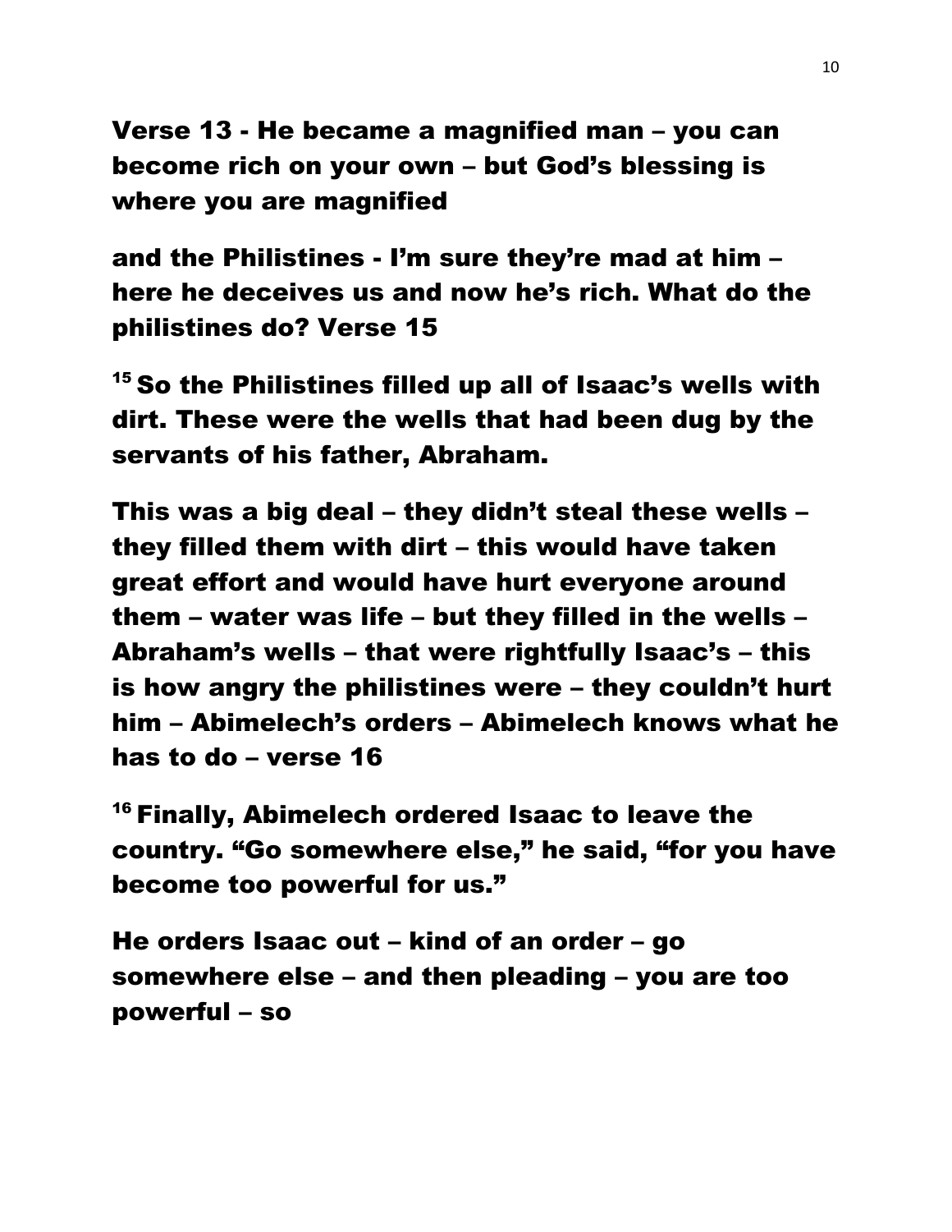**Verse 13 - He became a magnified man – you can become rich on your own – but God's blessing is where you are magnified**

**and the Philistines - I'm sure they're mad at him – here he deceives us and now he's rich. What do the philistines do? Verse 15**

**[15] So the Philistines filled up all of Isaac's wells with dirt. These were the wells that had been dug by the servants of his father, Abraham.**

**This was a big deal – they didn't steal these wells – they filled them with dirt – this would have taken great effort and would have hurt everyone around them – water was life – but they filled in the wells – Abraham's wells – that were rightfully Isaac's – this is how angry the philistines were – they couldn't hurt him – Abimelech's orders – Abimelech knows what he has to do – verse 16**

**[16] Finally, Abimelech ordered Isaac to leave the country. "Go somewhere else," he said, "for you have become too powerful for us."**

**He orders Isaac out – kind of an order – go somewhere else – and then pleading – you are too powerful – so**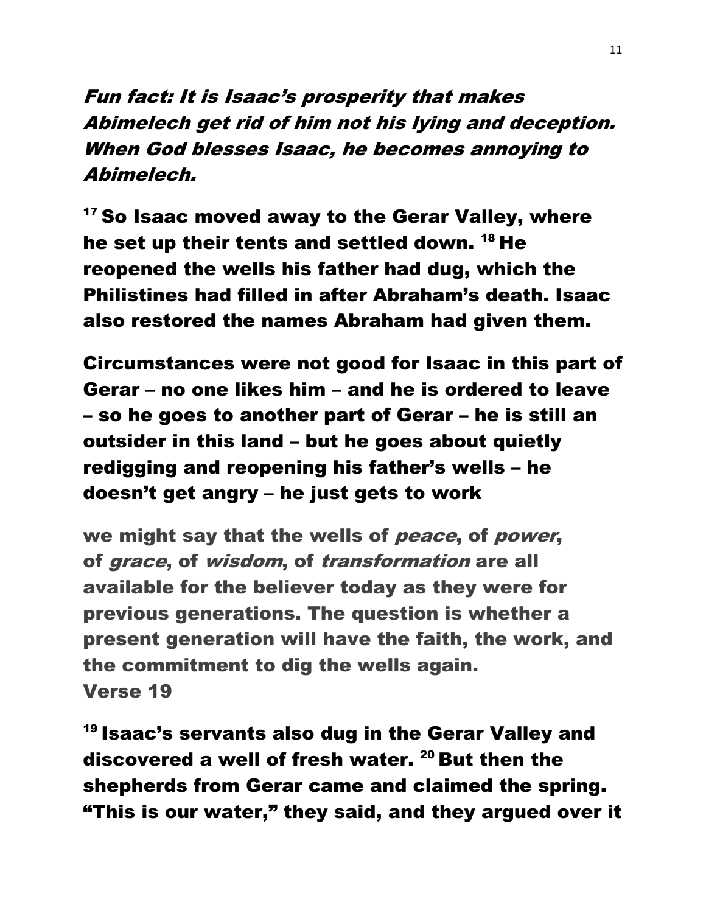*Fun fact: It is Isaac's prosperity that makes Abimelech get rid of him not his lying and deception. When God blesses Isaac, he becomes annoying to Abimelech.*

**17 So Isaac moved away to the Gerar Valley, where he set up their tents and settled down. 18 He reopened the wells his father had dug, which the Philistines had filled in after Abraham's death. Isaac also restored the names Abraham had given them.**

**Circumstances were not good for Isaac in this part of Gerar – no one likes him – and he is ordered to leave – so he goes to another part of Gerar – he is still an outsider in this land – but he goes about quietly redigging and reopening his father's wells – he doesn't get angry – he just gets to work**

**we might say that the wells of *peace*, of *power*, of *grace*, of *wisdom*, of *transformation* are all available for the believer today as they were for previous generations. The question is whether a present generation will have the faith, the work, and the commitment to dig the wells again.**
**Verse 19**

**19 Isaac's servants also dug in the Gerar Valley and discovered a well of fresh water. 20 But then the shepherds from Gerar came and claimed the spring. "This is our water," they said, and they argued over it**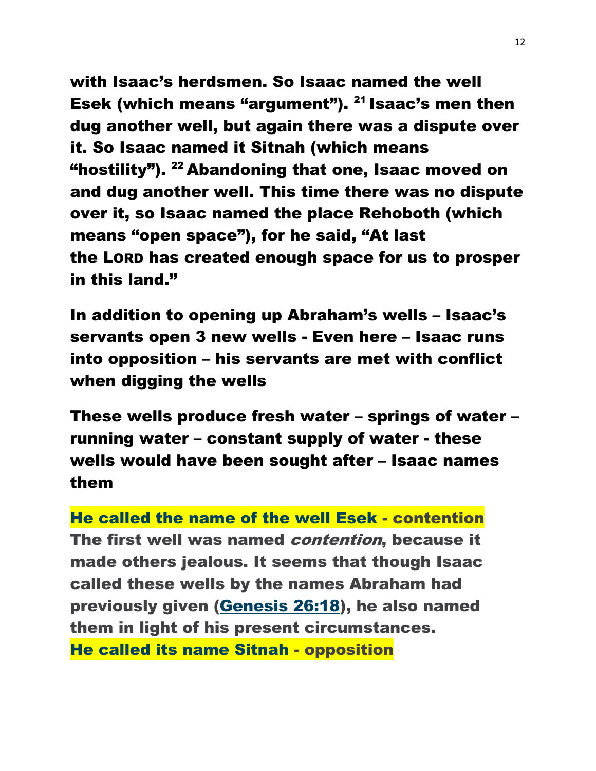**with Isaac's herdsmen. So Isaac named the well Esek (which means "argument"). [21] Isaac's men then dug another well, but again there was a dispute over it. So Isaac named it Sitnah (which means "hostility"). [22] Abandoning that one, Isaac moved on and dug another well. This time there was no dispute over it, so Isaac named the place Rehoboth (which means "open space"), for he said, "At last the LORD has created enough space for us to prosper in this land."**

**In addition to opening up Abraham's wells – Isaac's servants open 3 new wells - Even here – Isaac runs into opposition – his servants are met with conflict when digging the wells**

**These wells produce fresh water – springs of water – running water – constant supply of water - these wells would have been sought after – Isaac names them**

**He called the name of the well Esek - contention**

**The first well was named *contention*, because it made others jealous. It seems that though Isaac called these wells by the names Abraham had previously given (Genesis 26:18), he also named them in light of his present circumstances.**

**He called its name Sitnah - opposition**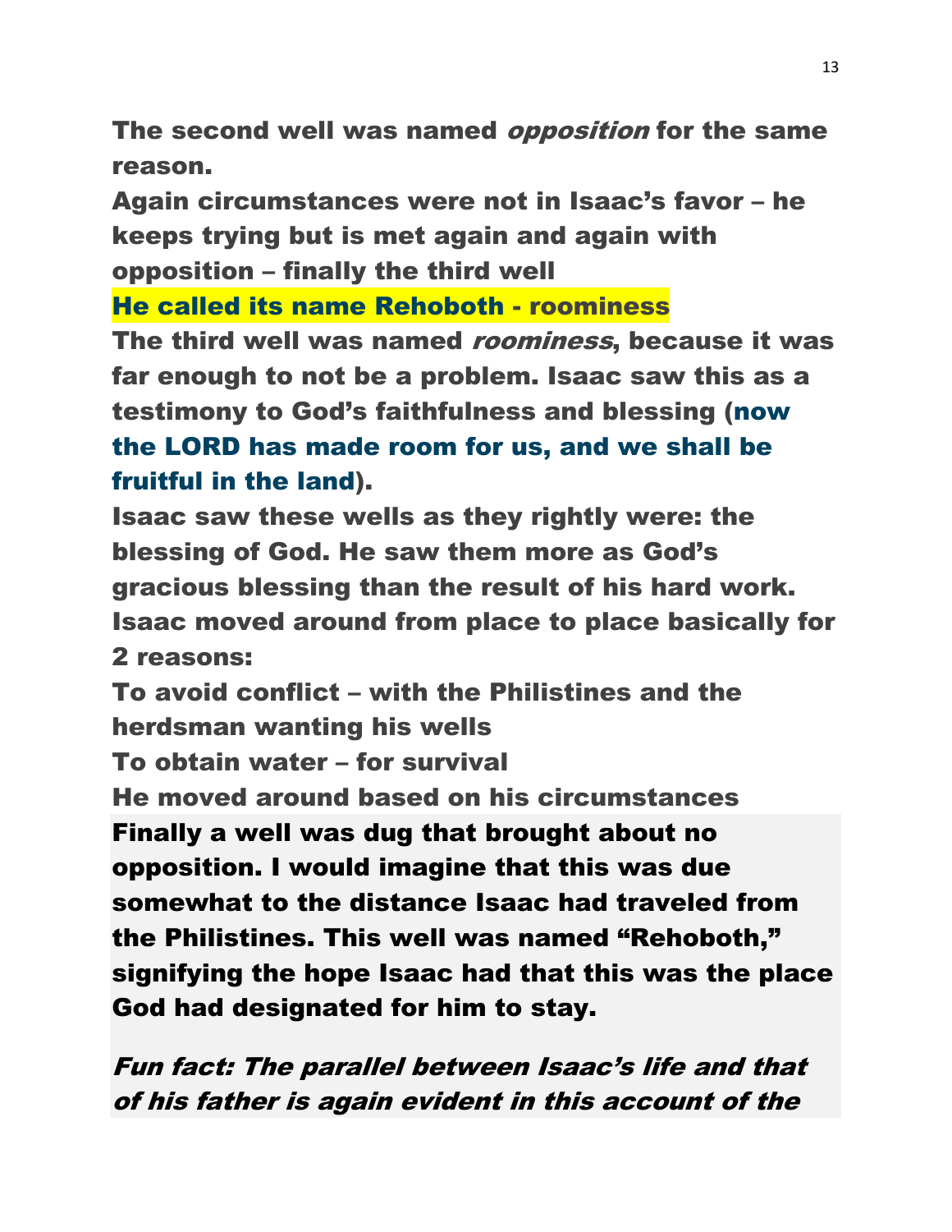**The second well was named *opposition* for the same reason.**

**Again circumstances were not in Isaac's favor – he keeps trying but is met again and again with opposition – finally the third well**

**He called its name Rehoboth - roominess**

**The third well was named *roominess*, because it was far enough to not be a problem. Isaac saw this as a testimony to God's faithfulness and blessing (now the LORD has made room for us, and we shall be fruitful in the land).**

**Isaac saw these wells as they rightly were: the blessing of God. He saw them more as God's gracious blessing than the result of his hard work.**

**Isaac moved around from place to place basically for 2 reasons:**

**To avoid conflict – with the Philistines and the herdsman wanting his wells**

**To obtain water – for survival**

**He moved around based on his circumstances**

**Finally a well was dug that brought about no opposition. I would imagine that this was due somewhat to the distance Isaac had traveled from the Philistines. This well was named "Rehoboth," signifying the hope Isaac had that this was the place God had designated for him to stay.**

***Fun fact: The parallel between Isaac's life and that of his father is again evident in this account of the***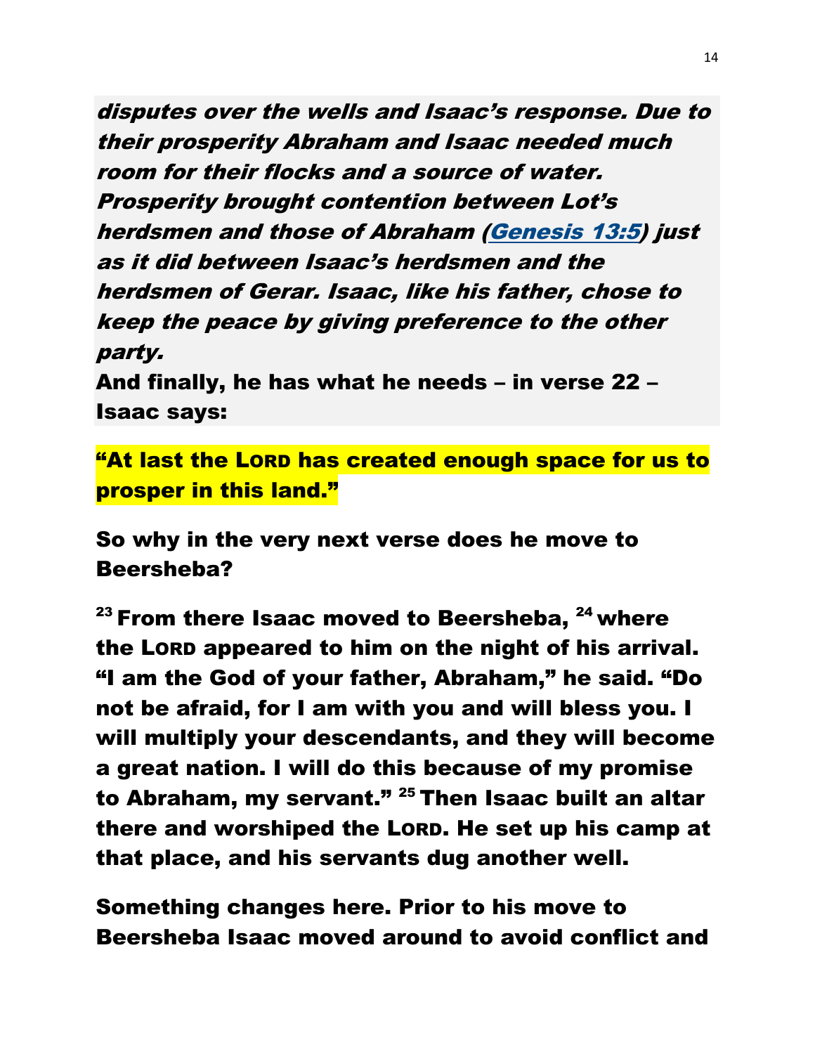***disputes over the wells and Isaac's response. Due to their prosperity Abraham and Isaac needed much room for their flocks and a source of water. Prosperity brought contention between Lot's herdsmen and those of Abraham ([Genesis 13:5](Genesis 13:5)) just as it did between Isaac's herdsmen and the herdsmen of Gerar. Isaac, like his father, chose to keep the peace by giving preference to the other party.***

**And finally, he has what he needs – in verse 22 – Isaac says:**

**"At last the LORD has created enough space for us to prosper in this land."**

**So why in the very next verse does he move to Beersheba?**

**[23] From there Isaac moved to Beersheba, [24] where the LORD appeared to him on the night of his arrival. "I am the God of your father, Abraham," he said. "Do not be afraid, for I am with you and will bless you. I will multiply your descendants, and they will become a great nation. I will do this because of my promise to Abraham, my servant." [25] Then Isaac built an altar there and worshiped the LORD. He set up his camp at that place, and his servants dug another well.**

**Something changes here. Prior to his move to Beersheba Isaac moved around to avoid conflict and**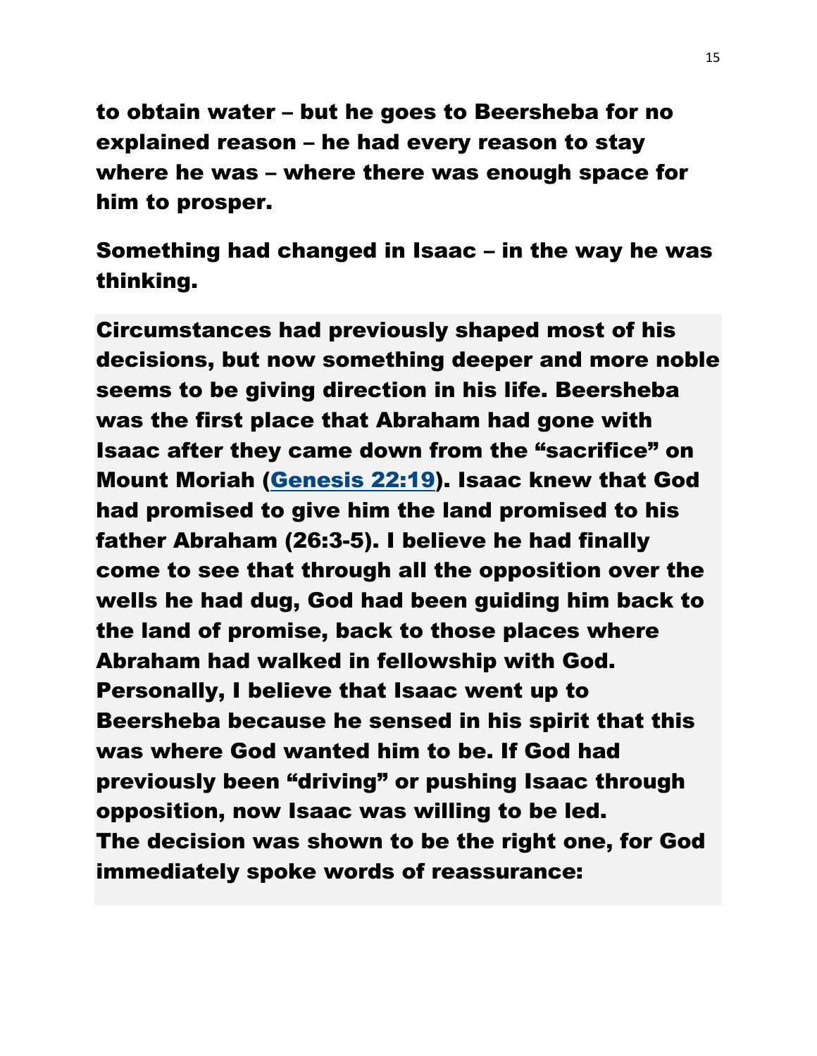**to obtain water – but he goes to Beersheba for no explained reason – he had every reason to stay where he was – where there was enough space for him to prosper.**

**Something had changed in Isaac – in the way he was thinking.**

**Circumstances had previously shaped most of his decisions, but now something deeper and more noble seems to be giving direction in his life. Beersheba was the first place that Abraham had gone with Isaac after they came down from the "sacrifice" on Mount Moriah ([Genesis 22:19]). Isaac knew that God had promised to give him the land promised to his father Abraham (26:3-5). I believe he had finally come to see that through all the opposition over the wells he had dug, God had been guiding him back to the land of promise, back to those places where Abraham had walked in fellowship with God. Personally, I believe that Isaac went up to Beersheba because he sensed in his spirit that this was where God wanted him to be. If God had previously been "driving" or pushing Isaac through opposition, now Isaac was willing to be led.**
**The decision was shown to be the right one, for God immediately spoke words of reassurance:**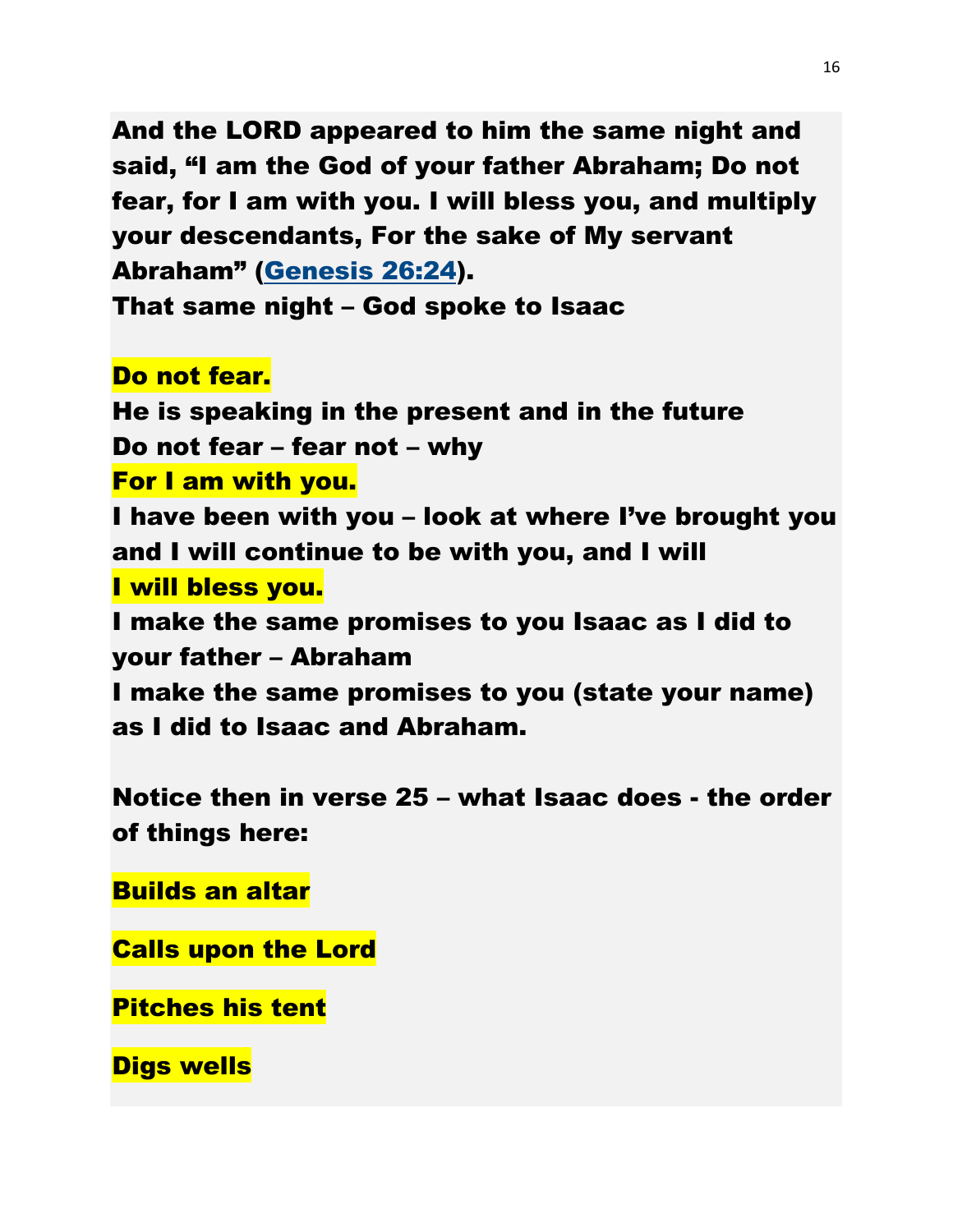**And the LORD appeared to him the same night and said, “I am the God of your father Abraham; Do not fear, for I am with you. I will bless you, and multiply your descendants, For the sake of My servant Abraham” ([Genesis 26:24](#)).**
**That same night – God spoke to Isaac**

**Do not fear.**
**He is speaking in the present and in the future**
**Do not fear – fear not – why**
**For I am with you.**
**I have been with you – look at where I’ve brought you and I will continue to be with you, and I will**
**I will bless you.**
**I make the same promises to you Isaac as I did to your father – Abraham**
**I make the same promises to you (state your name) as I did to Isaac and Abraham.**

**Notice then in verse 25 – what Isaac does - the order of things here:**

**Builds an altar**

**Calls upon the Lord**

**Pitches his tent**

**Digs wells**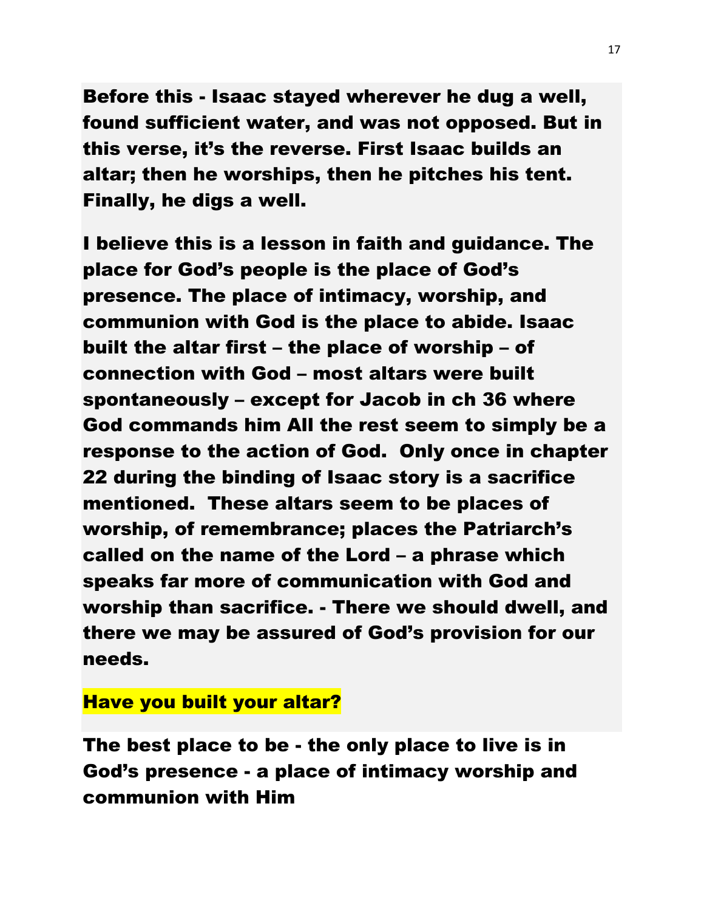**Before this - Isaac stayed wherever he dug a well, found sufficient water, and was not opposed. But in this verse, it's the reverse. First Isaac builds an altar; then he worships, then he pitches his tent. Finally, he digs a well.**

**I believe this is a lesson in faith and guidance. The place for God's people is the place of God's presence. The place of intimacy, worship, and communion with God is the place to abide. Isaac built the altar first – the place of worship – of connection with God – most altars were built spontaneously – except for Jacob in ch 36 where God commands him All the rest seem to simply be a response to the action of God. Only once in chapter 22 during the binding of Isaac story is a sacrifice mentioned. These altars seem to be places of worship, of remembrance; places the Patriarch's called on the name of the Lord – a phrase which speaks far more of communication with God and worship than sacrifice. - There we should dwell, and there we may be assured of God's provision for our needs.**

**Have you built your altar?**

**The best place to be - the only place to live is in God's presence - a place of intimacy worship and communion with Him**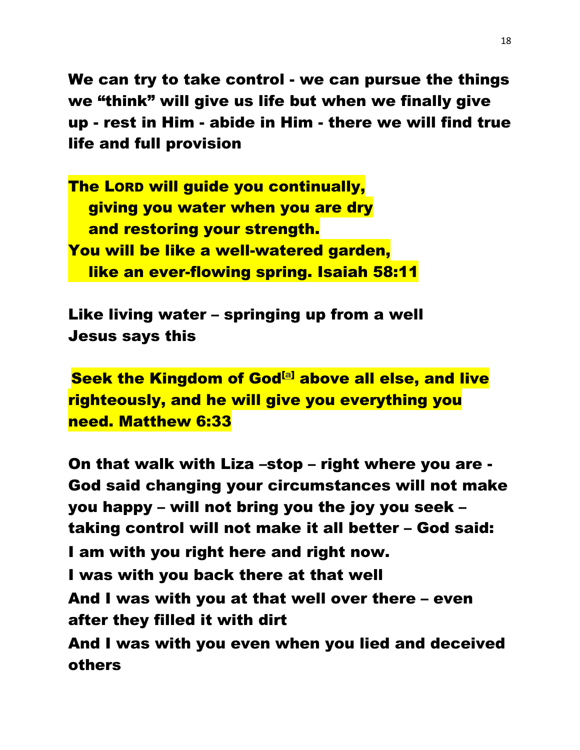**We can try to take control - we can pursue the things we “think” will give us life but when we finally give up - rest in Him - abide in Him - there we will find true life and full provision**

**The LORD will guide you continually,**
**giving you water when you are dry**
**and restoring your strength.**
**You will be like a well-watered garden,**
**like an ever-flowing spring. Isaiah 58:11**

**Like living water – springing up from a well**
**Jesus says this**

**Seek the Kingdom of God[a] above all else, and live righteously, and he will give you everything you need. Matthew 6:33**

**On that walk with Liza –stop – right where you are - God said changing your circumstances will not make you happy – will not bring you the joy you seek – taking control will not make it all better – God said:**
**I am with you right here and right now.**
**I was with you back there at that well**
**And I was with you at that well over there – even after they filled it with dirt**
**And I was with you even when you lied and deceived others**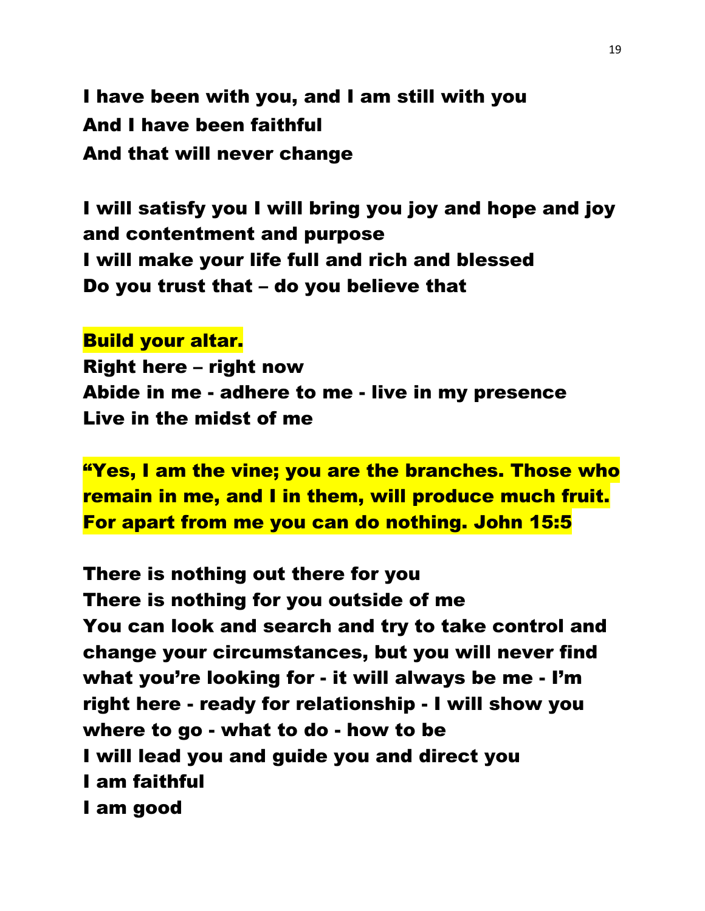**I have been with you, and I am still with you**
**And I have been faithful**
**And that will never change**

**I will satisfy you I will bring you joy and hope and joy and contentment and purpose**
**I will make your life full and rich and blessed**
**Do you trust that – do you believe that**

**Build your altar.**
**Right here – right now**
**Abide in me - adhere to me - live in my presence**
**Live in the midst of me**

**“Yes, I am the vine; you are the branches. Those who remain in me, and I in them, will produce much fruit. For apart from me you can do nothing. John 15:5**

**There is nothing out there for you**
**There is nothing for you outside of me**
**You can look and search and try to take control and change your circumstances, but you will never find what you’re looking for - it will always be me - I’m right here - ready for relationship - I will show you where to go - what to do - how to be**
**I will lead you and guide you and direct you**
**I am faithful**
**I am good**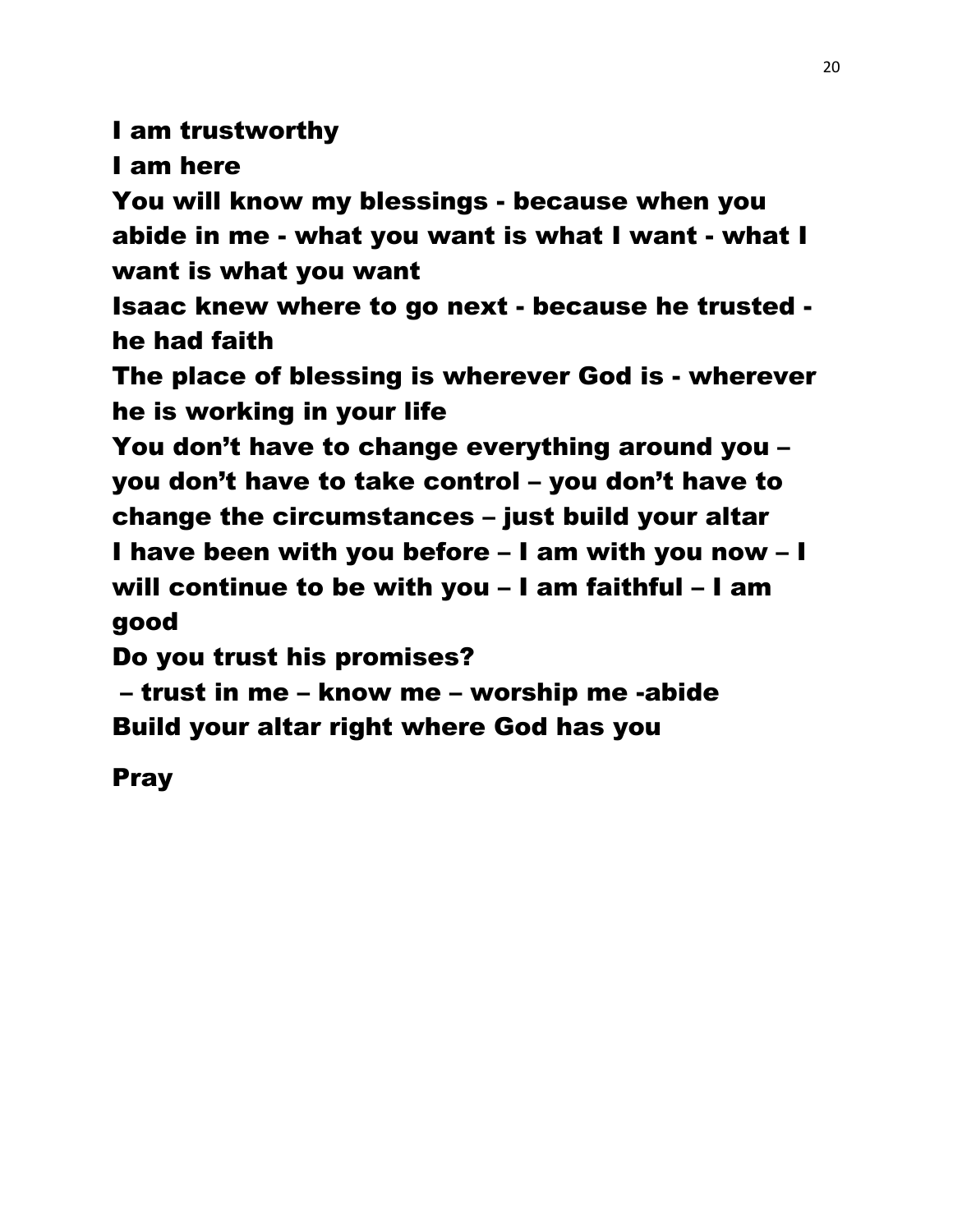**I am trustworthy**

**I am here**

**You will know my blessings - because when you abide in me - what you want is what I want - what I want is what you want**

**Isaac knew where to go next - because he trusted - he had faith**

**The place of blessing is wherever God is - wherever he is working in your life**

**You don't have to change everything around you – you don't have to take control – you don't have to change the circumstances – just build your altar**

**I have been with you before – I am with you now – I will continue to be with you – I am faithful – I am good**

**Do you trust his promises?**

**– trust in me – know me – worship me -abide**

**Build your altar right where God has you**

**Pray**